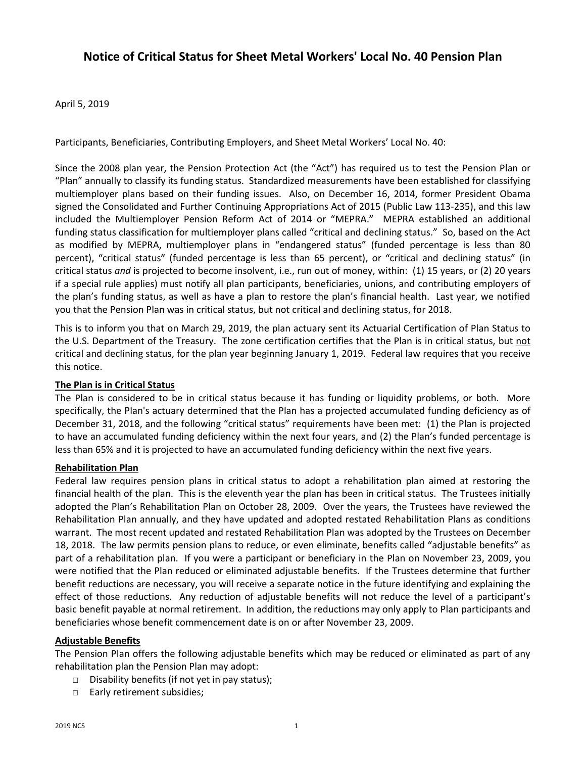# Notice of Critical Status for Sheet Metal Workers' Local No. 40 Pension Plan

April 5, 2019

Participants, Beneficiaries, Contributing Employers, and Sheet Metal Workers' Local No. 40:

Since the 2008 plan year, the Pension Protection Act (the "Act") has required us to test the Pension Plan or "Plan" annually to classify its funding status. Standardized measurements have been established for classifying multiemployer plans based on their funding issues. Also, on December 16, 2014, former President Obama signed the Consolidated and Further Continuing Appropriations Act of 2015 (Public Law 113-235), and this law included the Multiemployer Pension Reform Act of 2014 or "MEPRA." MEPRA established an additional funding status classification for multiemployer plans called "critical and declining status." So, based on the Act as modified by MEPRA, multiemployer plans in "endangered status" (funded percentage is less than 80 percent), "critical status" (funded percentage is less than 65 percent), or "critical and declining status" (in critical status *and* is projected to become insolvent, i.e., run out of money, within: (1) 15 years, or (2) 20 years if a special rule applies) must notify all plan participants, beneficiaries, unions, and contributing employers of the plan's funding status, as well as have a plan to restore the plan's financial health. Last year, we notified you that the Pension Plan was in critical status, but not critical and declining status, for 2018.

This is to inform you that on March 29, 2019, the plan actuary sent its Actuarial Certification of Plan Status to the U.S. Department of the Treasury. The zone certification certifies that the Plan is in critical status, but <u>not</u> critical and declining status, for the plan year beginning January 1, 2019. Federal law requires that you receive this notice.

**<u>The Plan is in Critical Status</u>**

The Plan is considered to be in critical status because it has funding or liquidity problems, or both. More specifically, the Plan's actuary determined that the Plan has a projected accumulated funding deficiency as of December 31, 2018, and the following "critical status" requirements have been met: (1) the Plan is projected to have an accumulated funding deficiency within the next four years, and (2) the Plan's funded percentage is less than 65% and it is projected to have an accumulated funding deficiency within the next five years.

**<u>Rehabilitation Plan</u>**

Federal law requires pension plans in critical status to adopt a rehabilitation plan aimed at restoring the financial health of the plan. This is the eleventh year the plan has been in critical status. The Trustees initially adopted the Plan's Rehabilitation Plan on October 28, 2009. Over the years, the Trustees have reviewed the Rehabilitation Plan annually, and they have updated and adopted restated Rehabilitation Plans as conditions warrant. The most recent updated and restated Rehabilitation Plan was adopted by the Trustees on December 18, 2018. The law permits pension plans to reduce, or even eliminate, benefits called "adjustable benefits" as part of a rehabilitation plan. If you were a participant or beneficiary in the Plan on November 23, 2009, you were notified that the Plan reduced or eliminated adjustable benefits. If the Trustees determine that further benefit reductions are necessary, you will receive a separate notice in the future identifying and explaining the effect of those reductions. Any reduction of adjustable benefits will not reduce the level of a participant's basic benefit payable at normal retirement. In addition, the reductions may only apply to Plan participants and beneficiaries whose benefit commencement date is on or after November 23, 2009.

**<u>Adjustable Benefits</u>**

The Pension Plan offers the following adjustable benefits which may be reduced or eliminated as part of any rehabilitation plan the Pension Plan may adopt:

- □ Disability benefits (if not yet in pay status);
- □ Early retirement subsidies;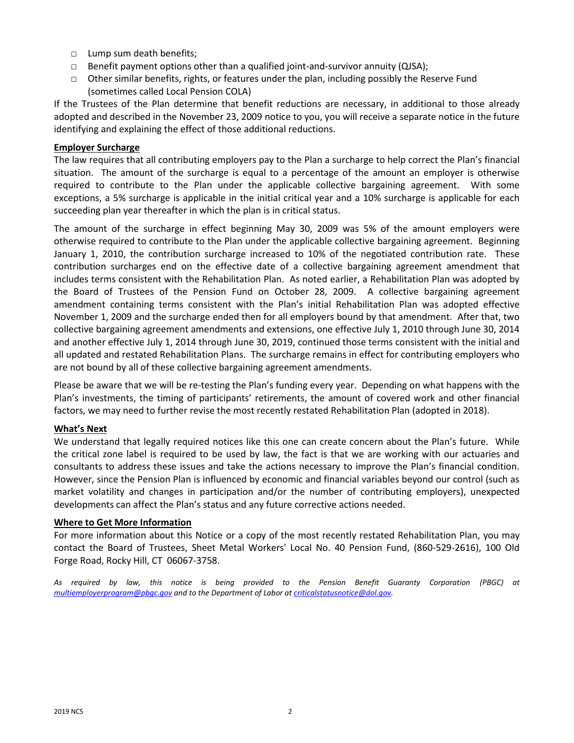- Lump sum death benefits;
- Benefit payment options other than a qualified joint-and-survivor annuity (QJSA);
- Other similar benefits, rights, or features under the plan, including possibly the Reserve Fund (sometimes called Local Pension COLA)

If the Trustees of the Plan determine that benefit reductions are necessary, in additional to those already adopted and described in the November 23, 2009 notice to you, you will receive a separate notice in the future identifying and explaining the effect of those additional reductions.

**Employer Surcharge**

The law requires that all contributing employers pay to the Plan a surcharge to help correct the Plan's financial situation. The amount of the surcharge is equal to a percentage of the amount an employer is otherwise required to contribute to the Plan under the applicable collective bargaining agreement. With some exceptions, a 5% surcharge is applicable in the initial critical year and a 10% surcharge is applicable for each succeeding plan year thereafter in which the plan is in critical status.

The amount of the surcharge in effect beginning May 30, 2009 was 5% of the amount employers were otherwise required to contribute to the Plan under the applicable collective bargaining agreement. Beginning January 1, 2010, the contribution surcharge increased to 10% of the negotiated contribution rate. These contribution surcharges end on the effective date of a collective bargaining agreement amendment that includes terms consistent with the Rehabilitation Plan. As noted earlier, a Rehabilitation Plan was adopted by the Board of Trustees of the Pension Fund on October 28, 2009. A collective bargaining agreement amendment containing terms consistent with the Plan's initial Rehabilitation Plan was adopted effective November 1, 2009 and the surcharge ended then for all employers bound by that amendment. After that, two collective bargaining agreement amendments and extensions, one effective July 1, 2010 through June 30, 2014 and another effective July 1, 2014 through June 30, 2019, continued those terms consistent with the initial and all updated and restated Rehabilitation Plans. The surcharge remains in effect for contributing employers who are not bound by all of these collective bargaining agreement amendments.

Please be aware that we will be re-testing the Plan's funding every year. Depending on what happens with the Plan's investments, the timing of participants' retirements, the amount of covered work and other financial factors, we may need to further revise the most recently restated Rehabilitation Plan (adopted in 2018).

**What's Next**

We understand that legally required notices like this one can create concern about the Plan's future. While the critical zone label is required to be used by law, the fact is that we are working with our actuaries and consultants to address these issues and take the actions necessary to improve the Plan's financial condition. However, since the Pension Plan is influenced by economic and financial variables beyond our control (such as market volatility and changes in participation and/or the number of contributing employers), unexpected developments can affect the Plan's status and any future corrective actions needed.

**Where to Get More Information**

For more information about this Notice or a copy of the most recently restated Rehabilitation Plan, you may contact the Board of Trustees, Sheet Metal Workers' Local No. 40 Pension Fund, (860-529-2616), 100 Old Forge Road, Rocky Hill, CT 06067-3758.

*As required by law, this notice is being provided to the Pension Benefit Guaranty Corporation (PBGC) at multiemployerprogram@pbgc.gov and to the Department of Labor at criticalstatusnotice@dol.gov.*